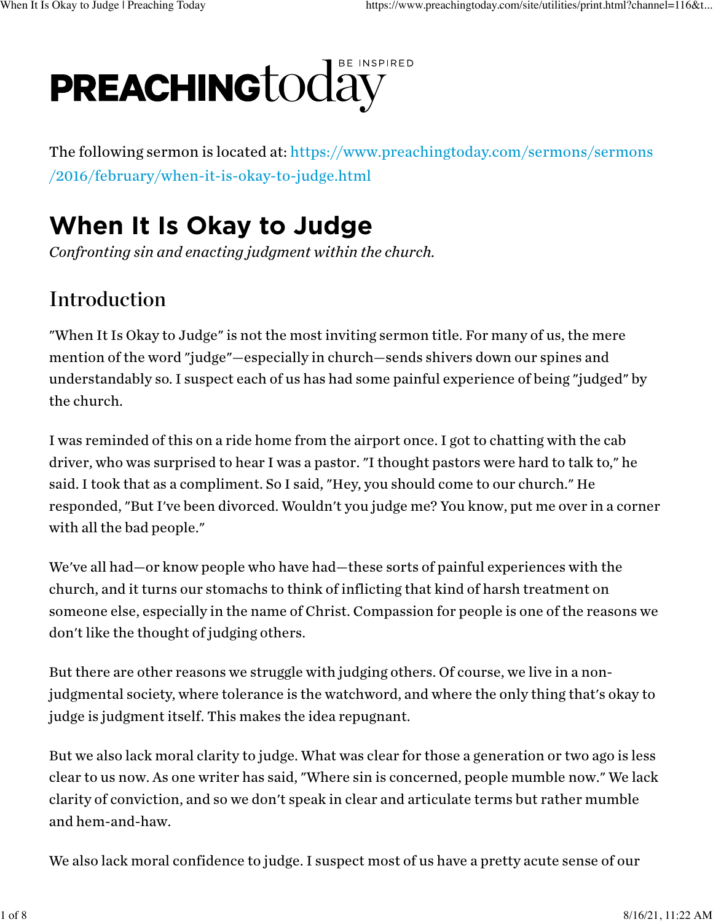PREACHINGtoday BE INSPIRED

The following sermon is located at: https://www.preachingtoday.com/sermons/sermons/2016/february/when-it-is-okay-to-judge.html

# When It Is Okay to Judge

*Confronting sin and enacting judgment within the church.*

## Introduction

"When It Is Okay to Judge" is not the most inviting sermon title. For many of us, the mere mention of the word "judge"—especially in church—sends shivers down our spines and understandably so. I suspect each of us has had some painful experience of being "judged" by the church.

I was reminded of this on a ride home from the airport once. I got to chatting with the cab driver, who was surprised to hear I was a pastor. "I thought pastors were hard to talk to," he said. I took that as a compliment. So I said, "Hey, you should come to our church." He responded, "But I've been divorced. Wouldn't you judge me? You know, put me over in a corner with all the bad people."

We've all had—or know people who have had—these sorts of painful experiences with the church, and it turns our stomachs to think of inflicting that kind of harsh treatment on someone else, especially in the name of Christ. Compassion for people is one of the reasons we don't like the thought of judging others.

But there are other reasons we struggle with judging others. Of course, we live in a non-judgmental society, where tolerance is the watchword, and where the only thing that's okay to judge is judgment itself. This makes the idea repugnant.

But we also lack moral clarity to judge. What was clear for those a generation or two ago is less clear to us now. As one writer has said, "Where sin is concerned, people mumble now." We lack clarity of conviction, and so we don't speak in clear and articulate terms but rather mumble and hem-and-haw.

We also lack moral confidence to judge. I suspect most of us have a pretty acute sense of our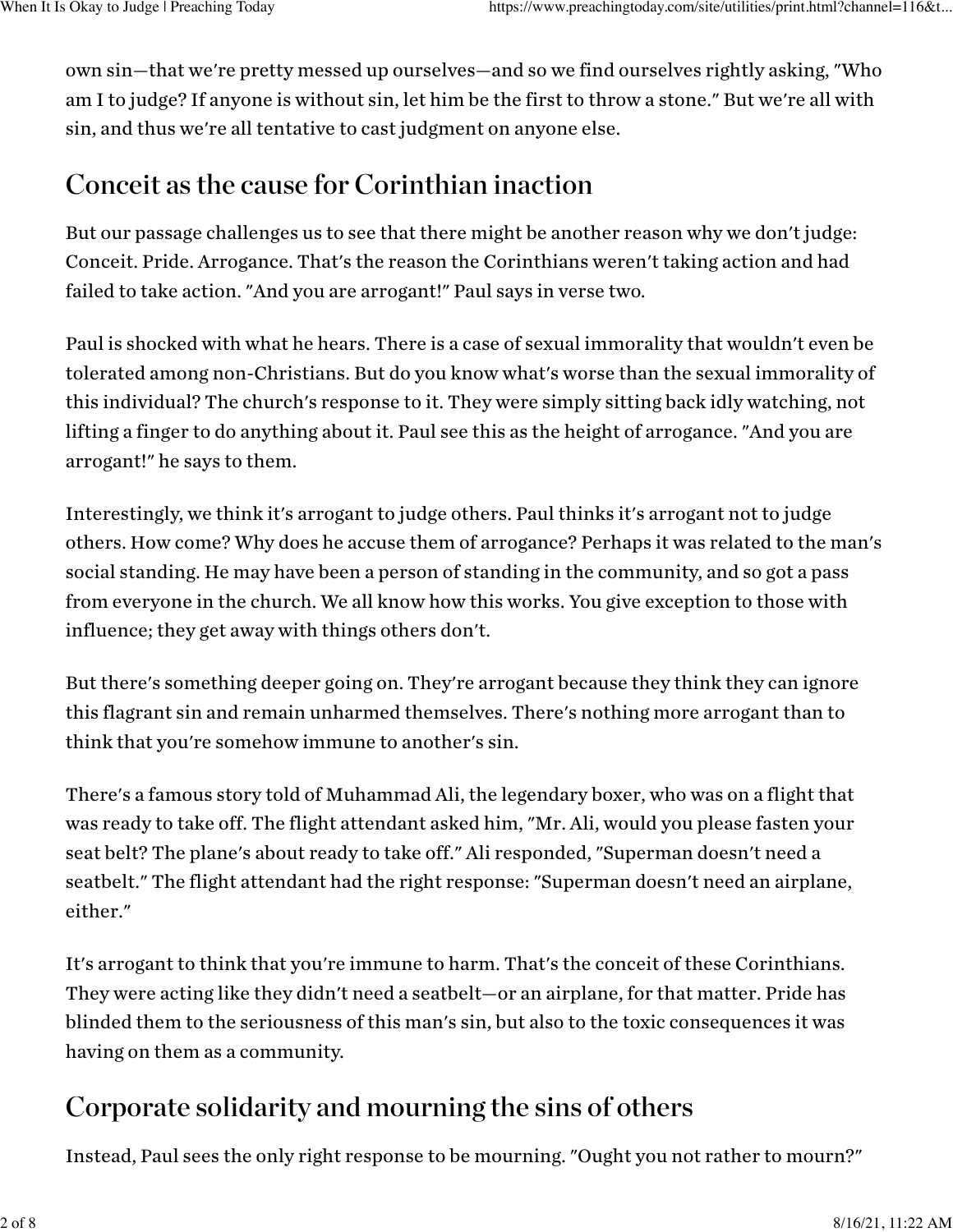own sin—that we're pretty messed up ourselves—and so we find ourselves rightly asking, "Who am I to judge? If anyone is without sin, let him be the first to throw a stone." But we're all with sin, and thus we're all tentative to cast judgment on anyone else.

## Conceit as the cause for Corinthian inaction

But our passage challenges us to see that there might be another reason why we don't judge: Conceit. Pride. Arrogance. That's the reason the Corinthians weren't taking action and had failed to take action. "And you are arrogant!" Paul says in verse two.

Paul is shocked with what he hears. There is a case of sexual immorality that wouldn't even be tolerated among non-Christians. But do you know what's worse than the sexual immorality of this individual? The church's response to it. They were simply sitting back idly watching, not lifting a finger to do anything about it. Paul see this as the height of arrogance. "And you are arrogant!" he says to them.

Interestingly, we think it's arrogant to judge others. Paul thinks it's arrogant not to judge others. How come? Why does he accuse them of arrogance? Perhaps it was related to the man's social standing. He may have been a person of standing in the community, and so got a pass from everyone in the church. We all know how this works. You give exception to those with influence; they get away with things others don't.

But there's something deeper going on. They're arrogant because they think they can ignore this flagrant sin and remain unharmed themselves. There's nothing more arrogant than to think that you're somehow immune to another's sin.

There's a famous story told of Muhammad Ali, the legendary boxer, who was on a flight that was ready to take off. The flight attendant asked him, "Mr. Ali, would you please fasten your seat belt? The plane's about ready to take off." Ali responded, "Superman doesn't need a seatbelt." The flight attendant had the right response: "Superman doesn't need an airplane, either."

It's arrogant to think that you're immune to harm. That's the conceit of these Corinthians. They were acting like they didn't need a seatbelt—or an airplane, for that matter. Pride has blinded them to the seriousness of this man's sin, but also to the toxic consequences it was having on them as a community.

## Corporate solidarity and mourning the sins of others

Instead, Paul sees the only right response to be mourning. "Ought you not rather to mourn?"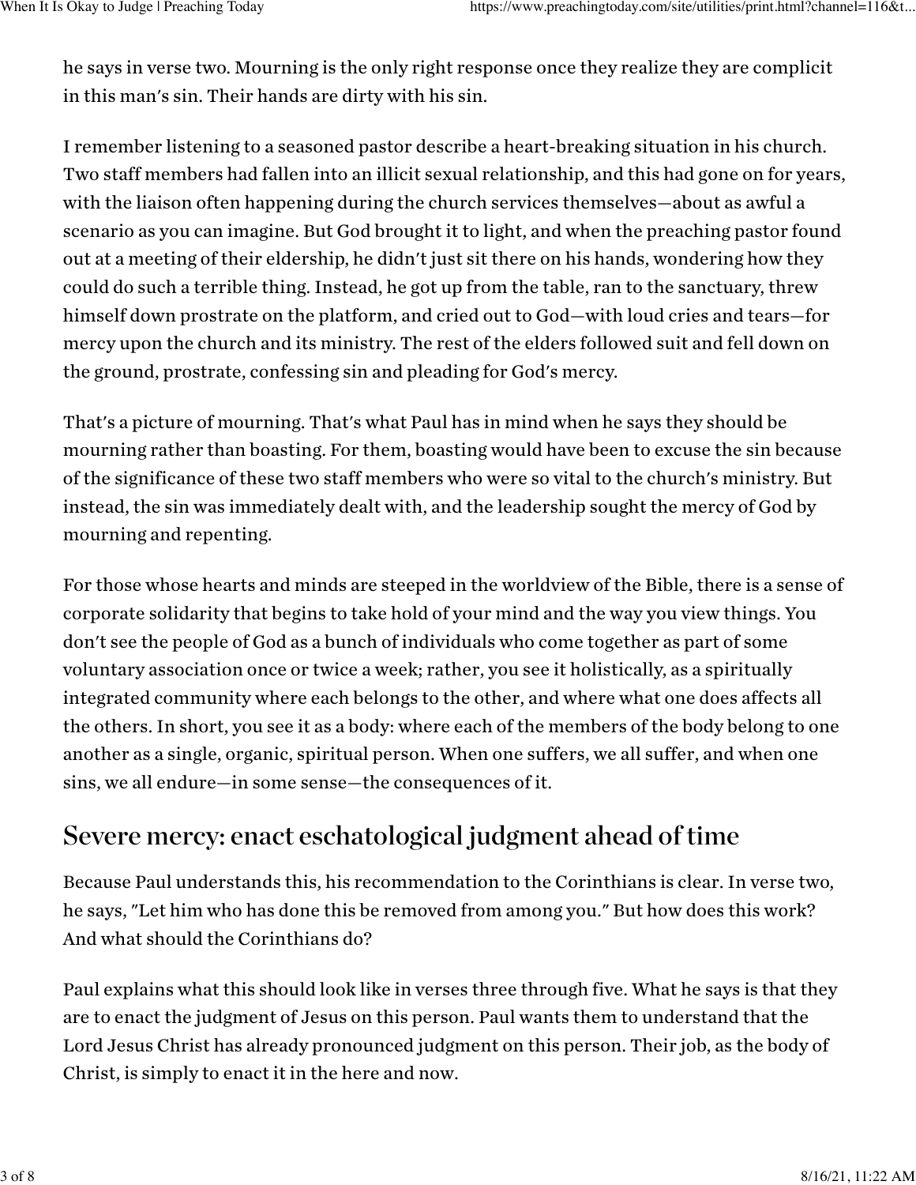he says in verse two. Mourning is the only right response once they realize they are complicit in this man's sin. Their hands are dirty with his sin.

I remember listening to a seasoned pastor describe a heart-breaking situation in his church. Two staff members had fallen into an illicit sexual relationship, and this had gone on for years, with the liaison often happening during the church services themselves—about as awful a scenario as you can imagine. But God brought it to light, and when the preaching pastor found out at a meeting of their eldership, he didn't just sit there on his hands, wondering how they could do such a terrible thing. Instead, he got up from the table, ran to the sanctuary, threw himself down prostrate on the platform, and cried out to God—with loud cries and tears—for mercy upon the church and its ministry. The rest of the elders followed suit and fell down on the ground, prostrate, confessing sin and pleading for God's mercy.

That's a picture of mourning. That's what Paul has in mind when he says they should be mourning rather than boasting. For them, boasting would have been to excuse the sin because of the significance of these two staff members who were so vital to the church's ministry. But instead, the sin was immediately dealt with, and the leadership sought the mercy of God by mourning and repenting.

For those whose hearts and minds are steeped in the worldview of the Bible, there is a sense of corporate solidarity that begins to take hold of your mind and the way you view things. You don't see the people of God as a bunch of individuals who come together as part of some voluntary association once or twice a week; rather, you see it holistically, as a spiritually integrated community where each belongs to the other, and where what one does affects all the others. In short, you see it as a body: where each of the members of the body belong to one another as a single, organic, spiritual person. When one suffers, we all suffer, and when one sins, we all endure—in some sense—the consequences of it.

## Severe mercy: enact eschatological judgment ahead of time

Because Paul understands this, his recommendation to the Corinthians is clear. In verse two, he says, "Let him who has done this be removed from among you." But how does this work? And what should the Corinthians do?

Paul explains what this should look like in verses three through five. What he says is that they are to enact the judgment of Jesus on this person. Paul wants them to understand that the Lord Jesus Christ has already pronounced judgment on this person. Their job, as the body of Christ, is simply to enact it in the here and now.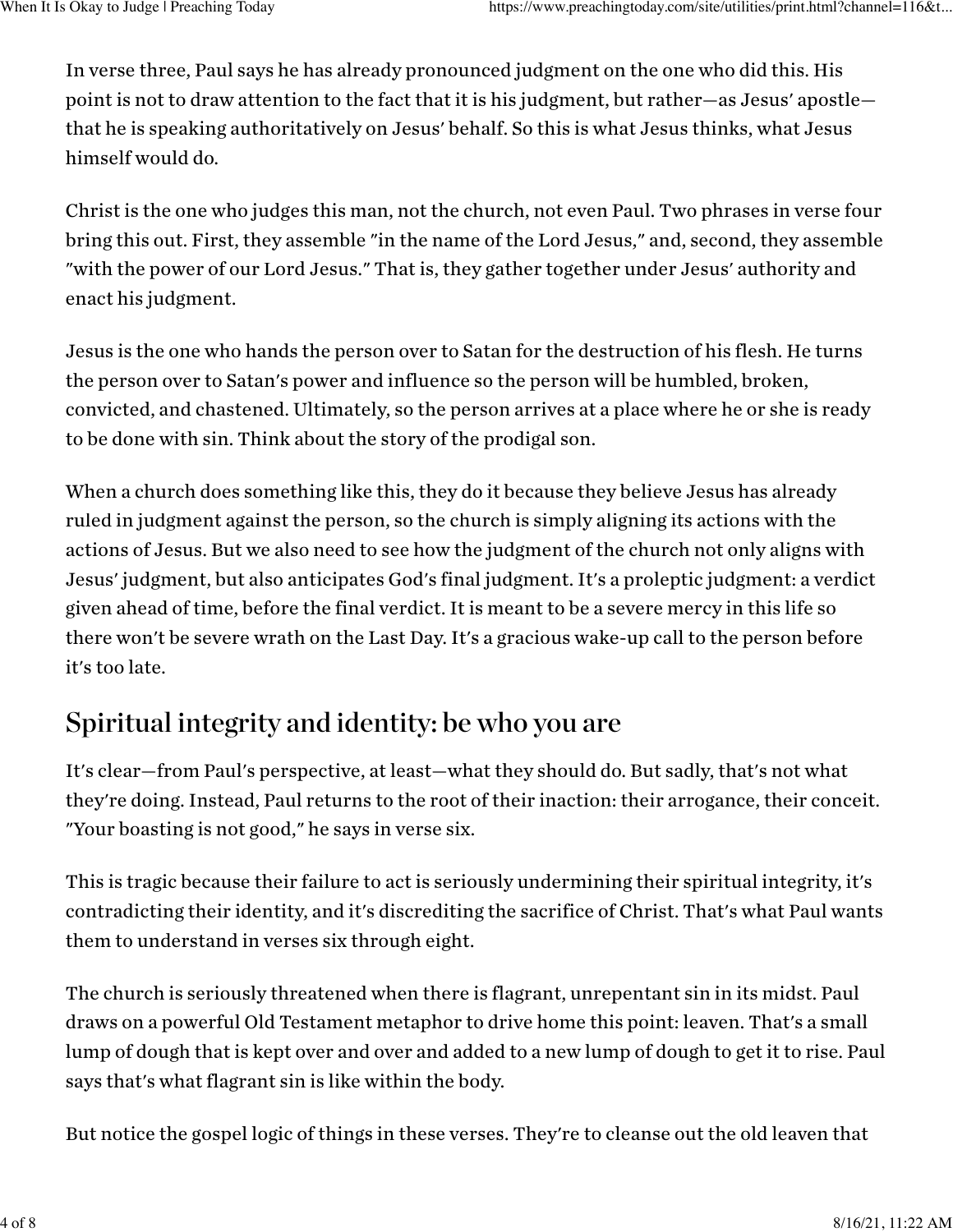In verse three, Paul says he has already pronounced judgment on the one who did this. His point is not to draw attention to the fact that it is his judgment, but rather—as Jesus' apostle—that he is speaking authoritatively on Jesus' behalf. So this is what Jesus thinks, what Jesus himself would do.

Christ is the one who judges this man, not the church, not even Paul. Two phrases in verse four bring this out. First, they assemble "in the name of the Lord Jesus," and, second, they assemble "with the power of our Lord Jesus." That is, they gather together under Jesus' authority and enact his judgment.

Jesus is the one who hands the person over to Satan for the destruction of his flesh. He turns the person over to Satan's power and influence so the person will be humbled, broken, convicted, and chastened. Ultimately, so the person arrives at a place where he or she is ready to be done with sin. Think about the story of the prodigal son.

When a church does something like this, they do it because they believe Jesus has already ruled in judgment against the person, so the church is simply aligning its actions with the actions of Jesus. But we also need to see how the judgment of the church not only aligns with Jesus' judgment, but also anticipates God's final judgment. It's a proleptic judgment: a verdict given ahead of time, before the final verdict. It is meant to be a severe mercy in this life so there won't be severe wrath on the Last Day. It's a gracious wake-up call to the person before it's too late.

## Spiritual integrity and identity: be who you are

It's clear—from Paul's perspective, at least—what they should do. But sadly, that's not what they're doing. Instead, Paul returns to the root of their inaction: their arrogance, their conceit. "Your boasting is not good," he says in verse six.

This is tragic because their failure to act is seriously undermining their spiritual integrity, it's contradicting their identity, and it's discrediting the sacrifice of Christ. That's what Paul wants them to understand in verses six through eight.

The church is seriously threatened when there is flagrant, unrepentant sin in its midst. Paul draws on a powerful Old Testament metaphor to drive home this point: leaven. That's a small lump of dough that is kept over and over and added to a new lump of dough to get it to rise. Paul says that's what flagrant sin is like within the body.

But notice the gospel logic of things in these verses. They're to cleanse out the old leaven that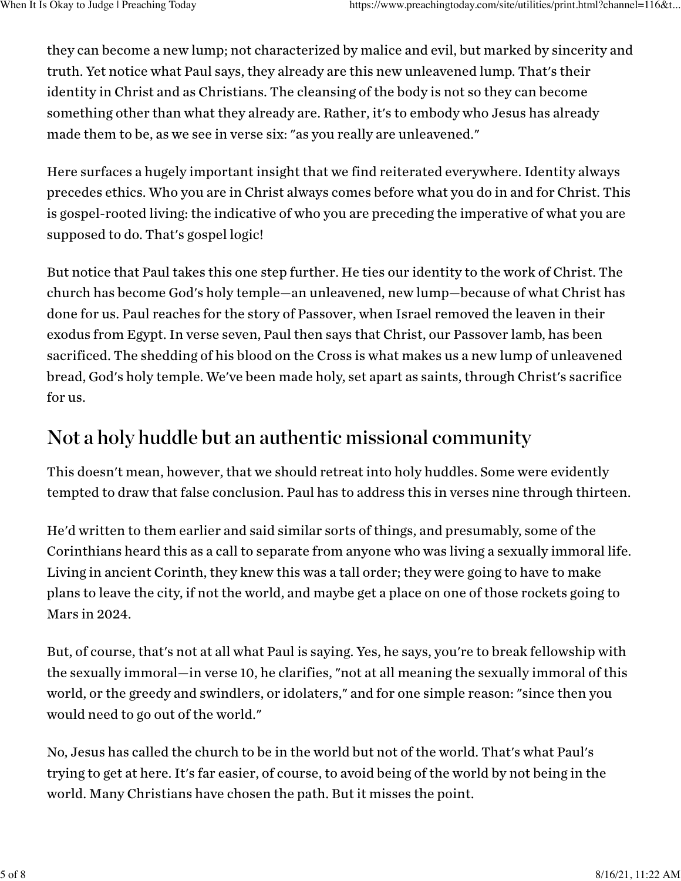they can become a new lump; not characterized by malice and evil, but marked by sincerity and truth. Yet notice what Paul says, they already are this new unleavened lump. That's their identity in Christ and as Christians. The cleansing of the body is not so they can become something other than what they already are. Rather, it's to embody who Jesus has already made them to be, as we see in verse six: "as you really are unleavened."

Here surfaces a hugely important insight that we find reiterated everywhere. Identity always precedes ethics. Who you are in Christ always comes before what you do in and for Christ. This is gospel-rooted living: the indicative of who you are preceding the imperative of what you are supposed to do. That's gospel logic!

But notice that Paul takes this one step further. He ties our identity to the work of Christ. The church has become God's holy temple—an unleavened, new lump—because of what Christ has done for us. Paul reaches for the story of Passover, when Israel removed the leaven in their exodus from Egypt. In verse seven, Paul then says that Christ, our Passover lamb, has been sacrificed. The shedding of his blood on the Cross is what makes us a new lump of unleavened bread, God's holy temple. We've been made holy, set apart as saints, through Christ's sacrifice for us.

## Not a holy huddle but an authentic missional community

This doesn't mean, however, that we should retreat into holy huddles. Some were evidently tempted to draw that false conclusion. Paul has to address this in verses nine through thirteen.

He'd written to them earlier and said similar sorts of things, and presumably, some of the Corinthians heard this as a call to separate from anyone who was living a sexually immoral life. Living in ancient Corinth, they knew this was a tall order; they were going to have to make plans to leave the city, if not the world, and maybe get a place on one of those rockets going to Mars in 2024.

But, of course, that's not at all what Paul is saying. Yes, he says, you're to break fellowship with the sexually immoral—in verse 10, he clarifies, "not at all meaning the sexually immoral of this world, or the greedy and swindlers, or idolaters," and for one simple reason: "since then you would need to go out of the world."

No, Jesus has called the church to be in the world but not of the world. That's what Paul's trying to get at here. It's far easier, of course, to avoid being of the world by not being in the world. Many Christians have chosen the path. But it misses the point.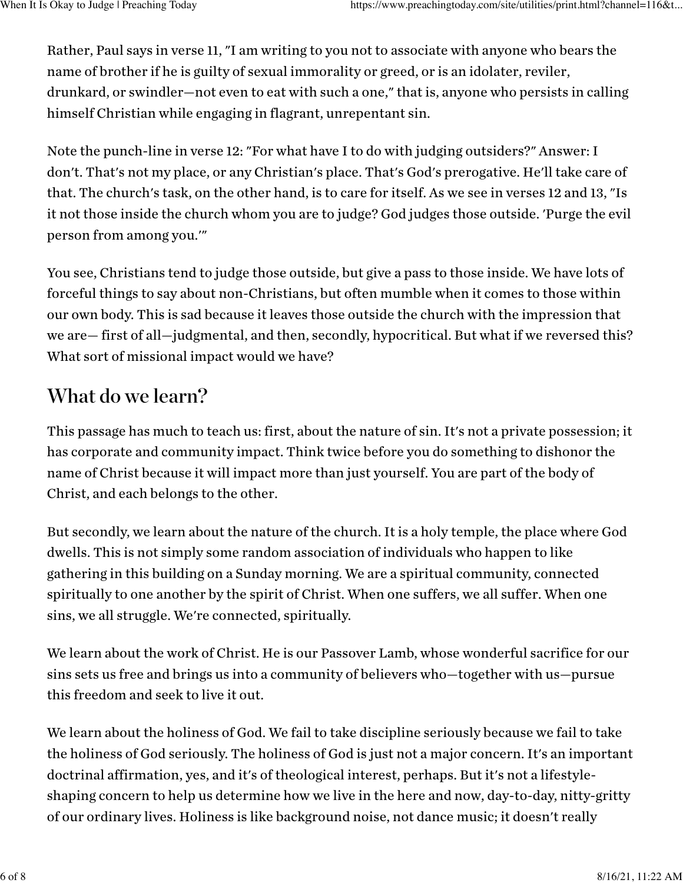Rather, Paul says in verse 11, "I am writing to you not to associate with anyone who bears the name of brother if he is guilty of sexual immorality or greed, or is an idolater, reviler, drunkard, or swindler—not even to eat with such a one," that is, anyone who persists in calling himself Christian while engaging in flagrant, unrepentant sin.

Note the punch-line in verse 12: "For what have I to do with judging outsiders?" Answer: I don't. That's not my place, or any Christian's place. That's God's prerogative. He'll take care of that. The church's task, on the other hand, is to care for itself. As we see in verses 12 and 13, "Is it not those inside the church whom you are to judge? God judges those outside. 'Purge the evil person from among you.'"

You see, Christians tend to judge those outside, but give a pass to those inside. We have lots of forceful things to say about non-Christians, but often mumble when it comes to those within our own body. This is sad because it leaves those outside the church with the impression that we are— first of all—judgmental, and then, secondly, hypocritical. But what if we reversed this? What sort of missional impact would we have?

## What do we learn?

This passage has much to teach us: first, about the nature of sin. It's not a private possession; it has corporate and community impact. Think twice before you do something to dishonor the name of Christ because it will impact more than just yourself. You are part of the body of Christ, and each belongs to the other.

But secondly, we learn about the nature of the church. It is a holy temple, the place where God dwells. This is not simply some random association of individuals who happen to like gathering in this building on a Sunday morning. We are a spiritual community, connected spiritually to one another by the spirit of Christ. When one suffers, we all suffer. When one sins, we all struggle. We're connected, spiritually.

We learn about the work of Christ. He is our Passover Lamb, whose wonderful sacrifice for our sins sets us free and brings us into a community of believers who—together with us—pursue this freedom and seek to live it out.

We learn about the holiness of God. We fail to take discipline seriously because we fail to take the holiness of God seriously. The holiness of God is just not a major concern. It's an important doctrinal affirmation, yes, and it's of theological interest, perhaps. But it's not a lifestyle-shaping concern to help us determine how we live in the here and now, day-to-day, nitty-gritty of our ordinary lives. Holiness is like background noise, not dance music; it doesn't really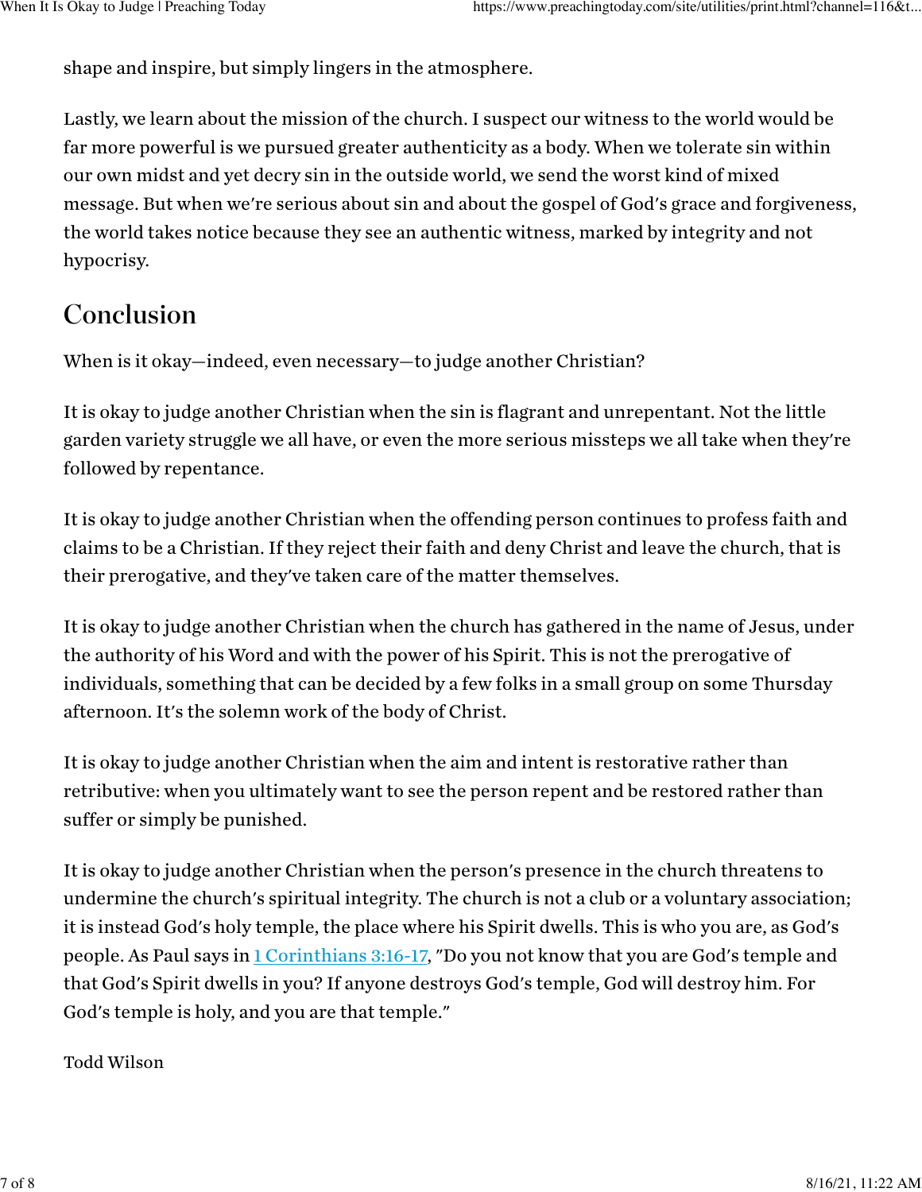shape and inspire, but simply lingers in the atmosphere.

Lastly, we learn about the mission of the church. I suspect our witness to the world would be far more powerful is we pursued greater authenticity as a body. When we tolerate sin within our own midst and yet decry sin in the outside world, we send the worst kind of mixed message. But when we're serious about sin and about the gospel of God's grace and forgiveness, the world takes notice because they see an authentic witness, marked by integrity and not hypocrisy.

## Conclusion

When is it okay—indeed, even necessary—to judge another Christian?

It is okay to judge another Christian when the sin is flagrant and unrepentant. Not the little garden variety struggle we all have, or even the more serious missteps we all take when they're followed by repentance.

It is okay to judge another Christian when the offending person continues to profess faith and claims to be a Christian. If they reject their faith and deny Christ and leave the church, that is their prerogative, and they've taken care of the matter themselves.

It is okay to judge another Christian when the church has gathered in the name of Jesus, under the authority of his Word and with the power of his Spirit. This is not the prerogative of individuals, something that can be decided by a few folks in a small group on some Thursday afternoon. It's the solemn work of the body of Christ.

It is okay to judge another Christian when the aim and intent is restorative rather than retributive: when you ultimately want to see the person repent and be restored rather than suffer or simply be punished.

It is okay to judge another Christian when the person's presence in the church threatens to undermine the church's spiritual integrity. The church is not a club or a voluntary association; it is instead God's holy temple, the place where his Spirit dwells. This is who you are, as God's people. As Paul says in 1 Corinthians 3:16-17, "Do you not know that you are God's temple and that God's Spirit dwells in you? If anyone destroys God's temple, God will destroy him. For God's temple is holy, and you are that temple."

Todd Wilson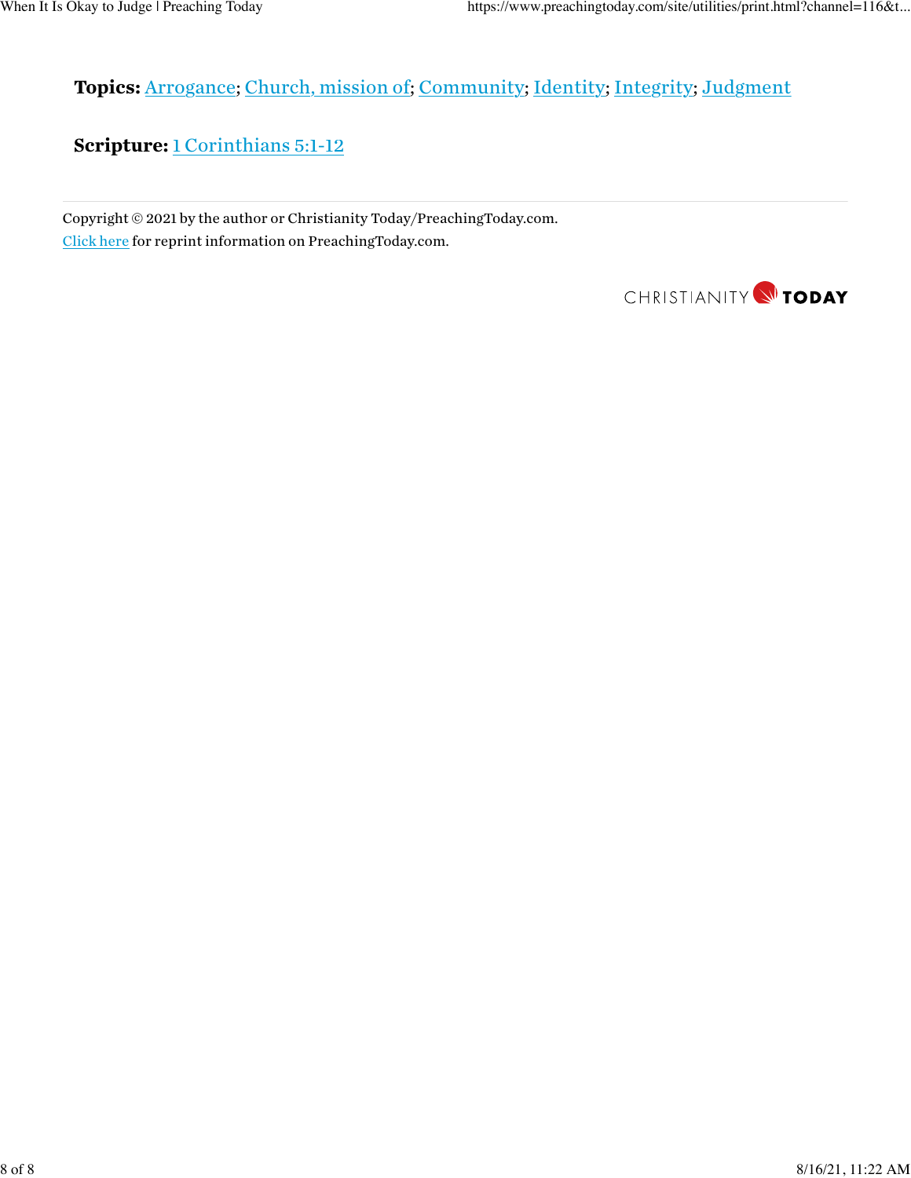**Topics:** Arrogance; Church, mission of; Community; Identity; Integrity; Judgment

**Scripture:** 1 Corinthians 5:1-12

---

Copyright © 2021 by the author or Christianity Today/PreachingToday.com.
Click here for reprint information on PreachingToday.com.

CHRISTIANITY TODAY